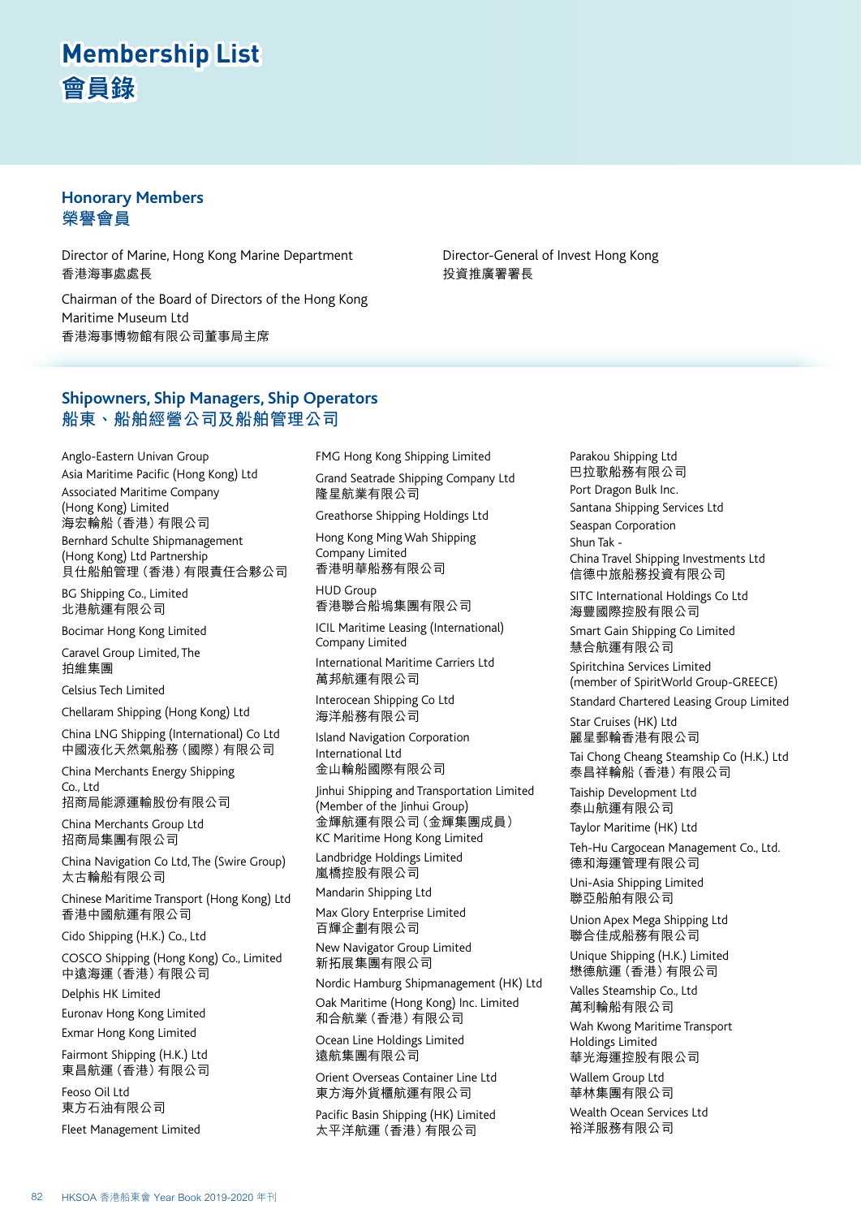# Membership List
# 會員錄

## Honorary Members
## 榮譽會員

Director of Marine, Hong Kong Marine Department
香港海事處處長

Chairman of the Board of Directors of the Hong Kong Maritime Museum Ltd
香港海事博物館有限公司董事局主席

Director-General of Invest Hong Kong
投資推廣署署長

## Shipowners, Ship Managers, Ship Operators
## 船東、船舶經營公司及船舶管理公司

Anglo-Eastern Univan Group

Asia Maritime Pacific (Hong Kong) Ltd

Associated Maritime Company (Hong Kong) Limited
海宏輪船（香港）有限公司

Bernhard Schulte Shipmanagement (Hong Kong) Ltd Partnership
貝仕船舶管理（香港）有限責任合夥公司

BG Shipping Co., Limited
北港航運有限公司

Bocimar Hong Kong Limited

Caravel Group Limited, The
拍維集團

Celsius Tech Limited

Chellaram Shipping (Hong Kong) Ltd

China LNG Shipping (International) Co Ltd
中國液化天然氣船務（國際）有限公司

China Merchants Energy Shipping Co., Ltd
招商局能源運輸股份有限公司

China Merchants Group Ltd
招商局集團有限公司

China Navigation Co Ltd, The (Swire Group)
太古輪船有限公司

Chinese Maritime Transport (Hong Kong) Ltd
香港中國航運有限公司

Cido Shipping (H.K.) Co., Ltd

COSCO Shipping (Hong Kong) Co., Limited
中遠海運（香港）有限公司

Delphis HK Limited

Euronav Hong Kong Limited

Exmar Hong Kong Limited

Fairmont Shipping (H.K.) Ltd
東昌航運（香港）有限公司

Feoso Oil Ltd
東方石油有限公司

Fleet Management Limited

FMG Hong Kong Shipping Limited

Grand Seatrade Shipping Company Ltd
隆星航業有限公司

Greathorse Shipping Holdings Ltd

Hong Kong Ming Wah Shipping Company Limited
香港明華船務有限公司

HUD Group
香港聯合船塢集團有限公司

ICIL Maritime Leasing (International) Company Limited

International Maritime Carriers Ltd
萬邦航運有限公司

Interocean Shipping Co Ltd
海洋船務有限公司

Island Navigation Corporation International Ltd
金山輪船國際有限公司

Jinhui Shipping and Transportation Limited (Member of the Jinhui Group)
金輝航運有限公司（金輝集團成員）

KC Maritime Hong Kong Limited

Landbridge Holdings Limited
嵐橋控股有限公司

Mandarin Shipping Ltd

Max Glory Enterprise Limited
百輝企劃有限公司

New Navigator Group Limited
新拓展集團有限公司

Nordic Hamburg Shipmanagement (HK) Ltd

Oak Maritime (Hong Kong) Inc. Limited
和合航業（香港）有限公司

Ocean Line Holdings Limited
遠航集團有限公司

Orient Overseas Container Line Ltd
東方海外貨櫃航運有限公司

Pacific Basin Shipping (HK) Limited
太平洋航運（香港）有限公司

Parakou Shipping Ltd
巴拉歌船務有限公司

Port Dragon Bulk Inc.

Santana Shipping Services Ltd

Seaspan Corporation

Shun Tak - China Travel Shipping Investments Ltd
信德中旅船務投資有限公司

SITC International Holdings Co Ltd
海豐國際控股有限公司

Smart Gain Shipping Co Limited
慧合航運有限公司

Spiritchina Services Limited (member of SpiritWorld Group-GREECE)

Standard Chartered Leasing Group Limited

Star Cruises (HK) Ltd
麗星郵輪香港有限公司

Tai Chong Cheang Steamship Co (H.K.) Ltd
泰昌祥輪船（香港）有限公司

Taiship Development Ltd
泰山航運有限公司

Taylor Maritime (HK) Ltd

Teh-Hu Cargocean Management Co., Ltd.
德和海運管理有限公司

Uni-Asia Shipping Limited
聯亞船舶有限公司

Union Apex Mega Shipping Ltd
聯合佳成船務有限公司

Unique Shipping (H.K.) Limited
懋德航運（香港）有限公司

Valles Steamship Co., Ltd
萬利輪船有限公司

Wah Kwong Maritime Transport Holdings Limited
華光海運控股有限公司

Wallem Group Ltd
華林集團有限公司

Wealth Ocean Services Ltd
裕洋服務有限公司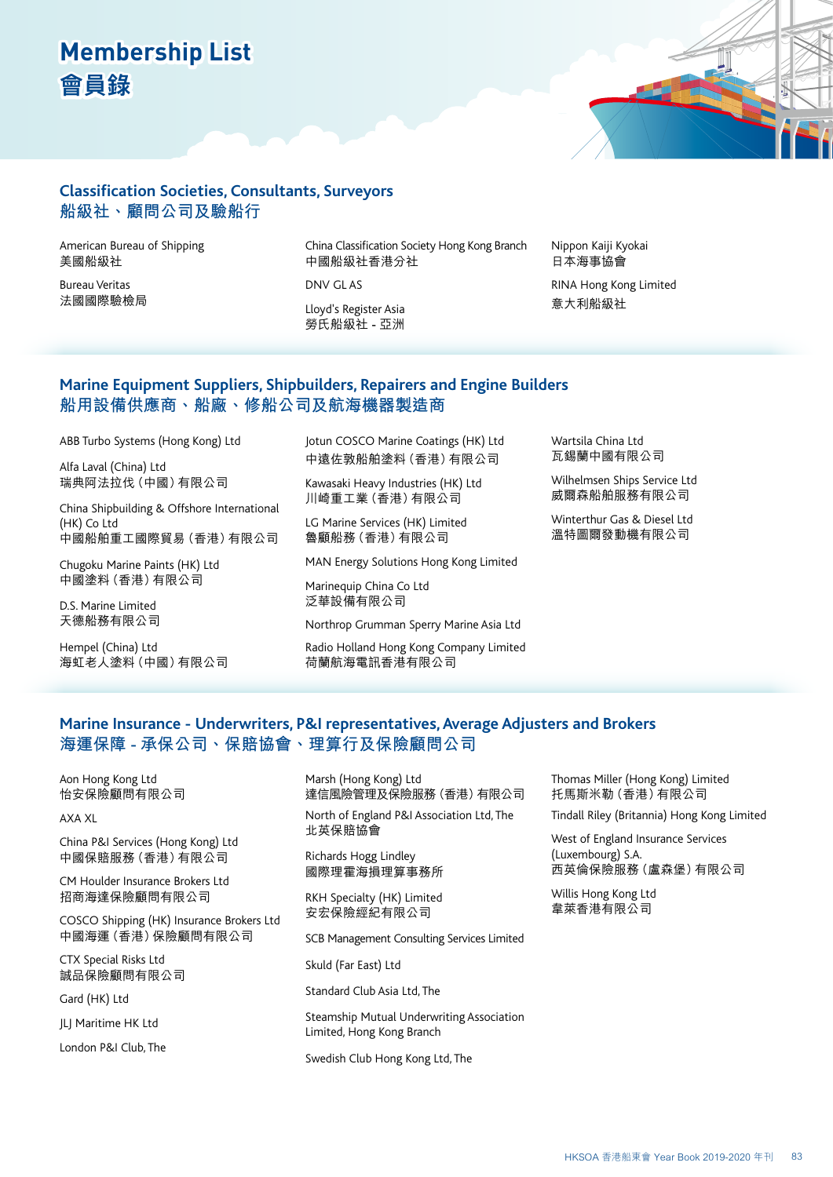# Membership List
# 會員錄

## Classification Societies, Consultants, Surveyors
## 船級社、顧問公司及驗船行

American Bureau of Shipping
美國船級社

Bureau Veritas
法國國際驗檢局

China Classification Society Hong Kong Branch
中國船級社香港分社

DNV GL AS

Lloyd's Register Asia
勞氏船級社 - 亞洲

Nippon Kaiji Kyokai
日本海事協會

RINA Hong Kong Limited
意大利船級社

## Marine Equipment Suppliers, Shipbuilders, Repairers and Engine Builders
## 船用設備供應商、船廠、修船公司及航海機器製造商

ABB Turbo Systems (Hong Kong) Ltd

Alfa Laval (China) Ltd
瑞典阿法拉伐（中國）有限公司

China Shipbuilding & Offshore International (HK) Co Ltd
中國船舶重工國際貿易（香港）有限公司

Chugoku Marine Paints (HK) Ltd
中國塗料（香港）有限公司

D.S. Marine Limited
天德船務有限公司

Hempel (China) Ltd
海虹老人塗料（中國）有限公司

Jotun COSCO Marine Coatings (HK) Ltd
中遠佐敦船舶塗料（香港）有限公司

Kawasaki Heavy Industries (HK) Ltd
川崎重工業（香港）有限公司

LG Marine Services (HK) Limited
魯顧船務（香港）有限公司

MAN Energy Solutions Hong Kong Limited

Marinequip China Co Ltd
泛華設備有限公司

Northrop Grumman Sperry Marine Asia Ltd

Radio Holland Hong Kong Company Limited
荷蘭航海電訊香港有限公司

Wartsila China Ltd
瓦錫蘭中國有限公司

Wilhelmsen Ships Service Ltd
威爾森船舶服務有限公司

Winterthur Gas & Diesel Ltd
溫特圖爾發動機有限公司

## Marine Insurance - Underwriters, P&I representatives, Average Adjusters and Brokers
## 海運保障 - 承保公司、保賠協會、理算行及保險顧問公司

Aon Hong Kong Ltd
怡安保險顧問有限公司

AXA XL

China P&I Services (Hong Kong) Ltd
中國保賠服務（香港）有限公司

CM Houlder Insurance Brokers Ltd
招商海達保險顧問有限公司

COSCO Shipping (HK) Insurance Brokers Ltd
中國海運（香港）保險顧問有限公司

CTX Special Risks Ltd
誠品保險顧問有限公司

Gard (HK) Ltd

JLJ Maritime HK Ltd

London P&I Club, The

Marsh (Hong Kong) Ltd
達信風險管理及保險服務（香港）有限公司

North of England P&I Association Ltd, The
北英保賠協會

Richards Hogg Lindley
國際理賠海損理算事務所

RKH Specialty (HK) Limited
安宏保險經紀有限公司

SCB Management Consulting Services Limited

Skuld (Far East) Ltd

Standard Club Asia Ltd, The

Steamship Mutual Underwriting Association Limited, Hong Kong Branch

Swedish Club Hong Kong Ltd, The

Thomas Miller (Hong Kong) Limited
托馬斯米勒（香港）有限公司

Tindall Riley (Britannia) Hong Kong Limited

West of England Insurance Services (Luxembourg) S.A.
西英倫保險服務（盧森堡）有限公司

Willis Hong Kong Ltd
韋萊香港有限公司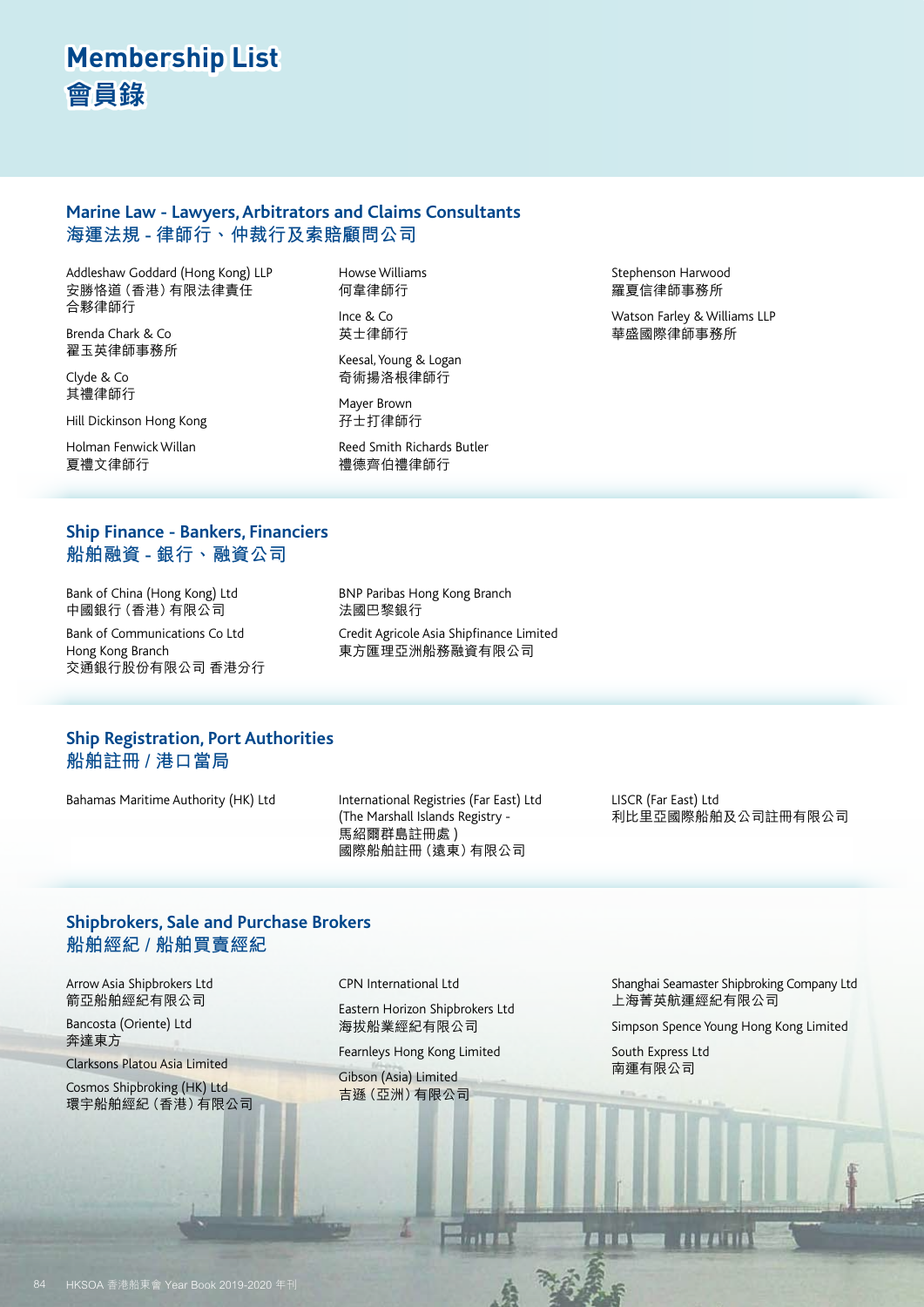# Membership List
# 會員錄

## Marine Law - Lawyers, Arbitrators and Claims Consultants
## 海運法規 - 律師行、仲裁行及索賠顧問公司

Addleshaw Goddard (Hong Kong) LLP
安勝恪道（香港）有限法律責任合夥律師行

Brenda Chark & Co
翟玉英律師事務所

Clyde & Co
其禮律師行

Hill Dickinson Hong Kong

Holman Fenwick Willan
夏禮文律師行

Howse Williams
何韋律師行

Ince & Co
英士律師行

Keesal, Young & Logan
奇術揚洛根律師行

Mayer Brown
孖士打律師行

Reed Smith Richards Butler
禮德齊伯禮律師行

Stephenson Harwood
羅夏信律師事務所

Watson Farley & Williams LLP
華盛國際律師事務所

## Ship Finance - Bankers, Financiers
## 船舶融資 - 銀行、融資公司

Bank of China (Hong Kong) Ltd
中國銀行（香港）有限公司

Bank of Communications Co Ltd Hong Kong Branch
交通銀行股份有限公司 香港分行

BNP Paribas Hong Kong Branch
法國巴黎銀行

Credit Agricole Asia Shipfinance Limited
東方匯理亞洲船務融資有限公司

## Ship Registration, Port Authorities
## 船舶註冊 / 港口當局

Bahamas Maritime Authority (HK) Ltd

International Registries (Far East) Ltd (The Marshall Islands Registry - 馬紹爾群島註冊處)
國際船舶註冊（遠東）有限公司

LISCR (Far East) Ltd
利比里亞國際船舶及公司註冊有限公司

## Shipbrokers, Sale and Purchase Brokers
## 船舶經紀 / 船舶買賣經紀

Arrow Asia Shipbrokers Ltd
箭亞船舶經紀有限公司

Bancosta (Oriente) Ltd
奔達東方

Clarksons Platou Asia Limited

Cosmos Shipbroking (HK) Ltd
環宇船舶經紀（香港）有限公司

CPN International Ltd

Eastern Horizon Shipbrokers Ltd
海拔船業經紀有限公司

Fearnleys Hong Kong Limited

Gibson (Asia) Limited
吉遜（亞洲）有限公司

Shanghai Seamaster Shipbroking Company Ltd
上海菁英航運經紀有限公司

Simpson Spence Young Hong Kong Limited

South Express Ltd
南運有限公司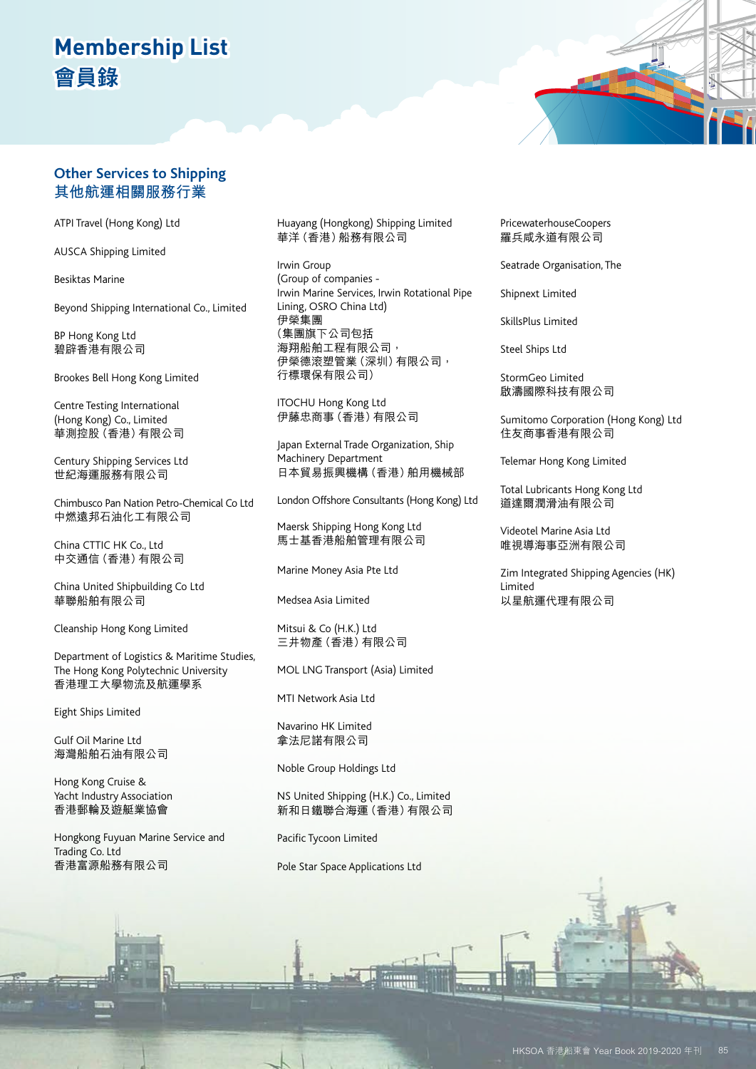# Membership List
# 會員錄

## Other Services to Shipping
## 其他航運相關服務行業

ATPI Travel (Hong Kong) Ltd

AUSCA Shipping Limited

Besiktas Marine

Beyond Shipping International Co., Limited

BP Hong Kong Ltd
碧辟香港有限公司

Brookes Bell Hong Kong Limited

Centre Testing International (Hong Kong) Co., Limited
華測控股（香港）有限公司

Century Shipping Services Ltd
世紀海運服務有限公司

Chimbusco Pan Nation Petro-Chemical Co Ltd
中燃遠邦石油化工有限公司

China CTTIC HK Co., Ltd
中交通信（香港）有限公司

China United Shipbuilding Co Ltd
華聯船舶有限公司

Cleanship Hong Kong Limited

Department of Logistics & Maritime Studies, The Hong Kong Polytechnic University
香港理工大學物流及航運學系

Eight Ships Limited

Gulf Oil Marine Ltd
海灣船舶石油有限公司

Hong Kong Cruise & Yacht Industry Association
香港郵輪及遊艇業協會

Hongkong Fuyuan Marine Service and Trading Co. Ltd
香港富源船務有限公司

Huayang (Hongkong) Shipping Limited
華洋（香港）船務有限公司

Irwin Group
(Group of companies - Irwin Marine Services, Irwin Rotational Pipe Lining, OSRO China Ltd)
伊榮集團
（集團旗下公司包括
海翔船舶工程有限公司，
伊榮德滾塑管業（深圳）有限公司，
行標環保有限公司）

ITOCHU Hong Kong Ltd
伊藤忠商事（香港）有限公司

Japan External Trade Organization, Ship Machinery Department
日本貿易振興機構（香港）船用機械部

London Offshore Consultants (Hong Kong) Ltd

Maersk Shipping Hong Kong Ltd
馬士基香港船舶管理有限公司

Marine Money Asia Pte Ltd

Medsea Asia Limited

Mitsui & Co (H.K.) Ltd
三井物產（香港）有限公司

MOL LNG Transport (Asia) Limited

MTI Network Asia Ltd

Navarino HK Limited
拿法尼諾有限公司

Noble Group Holdings Ltd

NS United Shipping (H.K.) Co., Limited
新和日鐵聯合海運（香港）有限公司

Pacific Tycoon Limited

Pole Star Space Applications Ltd

PricewaterhouseCoopers
羅兵咸永道有限公司

Seatrade Organisation, The

Shipnext Limited

SkillsPlus Limited

Steel Ships Ltd

StormGeo Limited
啟濤國際科技有限公司

Sumitomo Corporation (Hong Kong) Ltd
住友商事香港有限公司

Telemar Hong Kong Limited

Total Lubricants Hong Kong Ltd
道達爾潤滑油有限公司

Videotel Marine Asia Ltd
唯視導海事亞洲有限公司

Zim Integrated Shipping Agencies (HK) Limited
以星航運代理有限公司